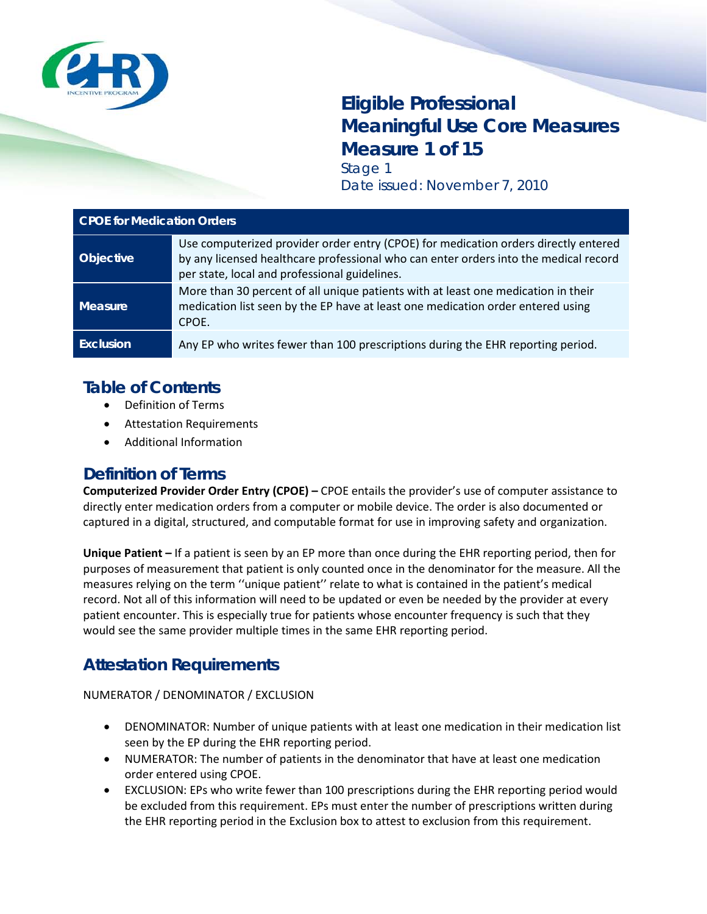# Eligible Professional Meaningful Use Core Measures Measure 1 of 15

Stage 1

Date issued: November 7, 2010

| CPOE for Medication Orders | |
|---|---|
| **Objective** | Use computerized provider order entry (CPOE) for medication orders directly entered by any licensed healthcare professional who can enter orders into the medical record per state, local and professional guidelines. |
| **Measure** | More than 30 percent of all unique patients with at least one medication in their medication list seen by the EP have at least one medication order entered using CPOE. |
| **Exclusion** | Any EP who writes fewer than 100 prescriptions during the EHR reporting period. |

## Table of Contents

- Definition of Terms
- Attestation Requirements
- Additional Information

## Definition of Terms

**Computerized Provider Order Entry (CPOE) –** CPOE entails the provider's use of computer assistance to directly enter medication orders from a computer or mobile device. The order is also documented or captured in a digital, structured, and computable format for use in improving safety and organization.

**Unique Patient –** If a patient is seen by an EP more than once during the EHR reporting period, then for purposes of measurement that patient is only counted once in the denominator for the measure. All the measures relying on the term ''unique patient'' relate to what is contained in the patient's medical record. Not all of this information will need to be updated or even be needed by the provider at every patient encounter. This is especially true for patients whose encounter frequency is such that they would see the same provider multiple times in the same EHR reporting period.

## Attestation Requirements

NUMERATOR / DENOMINATOR / EXCLUSION

- DENOMINATOR: Number of unique patients with at least one medication in their medication list seen by the EP during the EHR reporting period.
- NUMERATOR: The number of patients in the denominator that have at least one medication order entered using CPOE.
- EXCLUSION: EPs who write fewer than 100 prescriptions during the EHR reporting period would be excluded from this requirement. EPs must enter the number of prescriptions written during the EHR reporting period in the Exclusion box to attest to exclusion from this requirement.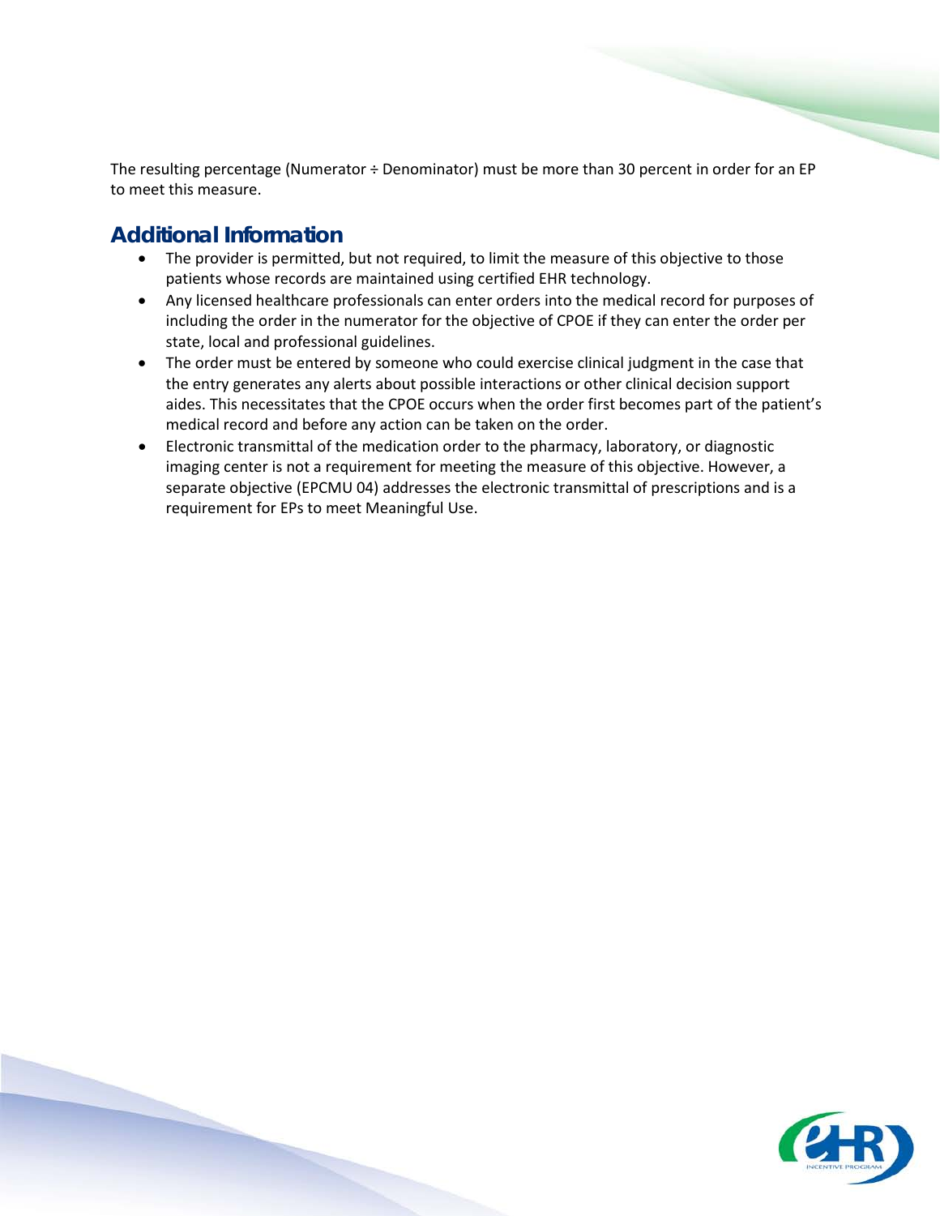The resulting percentage (Numerator ÷ Denominator) must be more than 30 percent in order for an EP to meet this measure.

## Additional Information

- The provider is permitted, but not required, to limit the measure of this objective to those patients whose records are maintained using certified EHR technology.
- Any licensed healthcare professionals can enter orders into the medical record for purposes of including the order in the numerator for the objective of CPOE if they can enter the order per state, local and professional guidelines.
- The order must be entered by someone who could exercise clinical judgment in the case that the entry generates any alerts about possible interactions or other clinical decision support aides. This necessitates that the CPOE occurs when the order first becomes part of the patient's medical record and before any action can be taken on the order.
- Electronic transmittal of the medication order to the pharmacy, laboratory, or diagnostic imaging center is not a requirement for meeting the measure of this objective. However, a separate objective (EPCMU 04) addresses the electronic transmittal of prescriptions and is a requirement for EPs to meet Meaningful Use.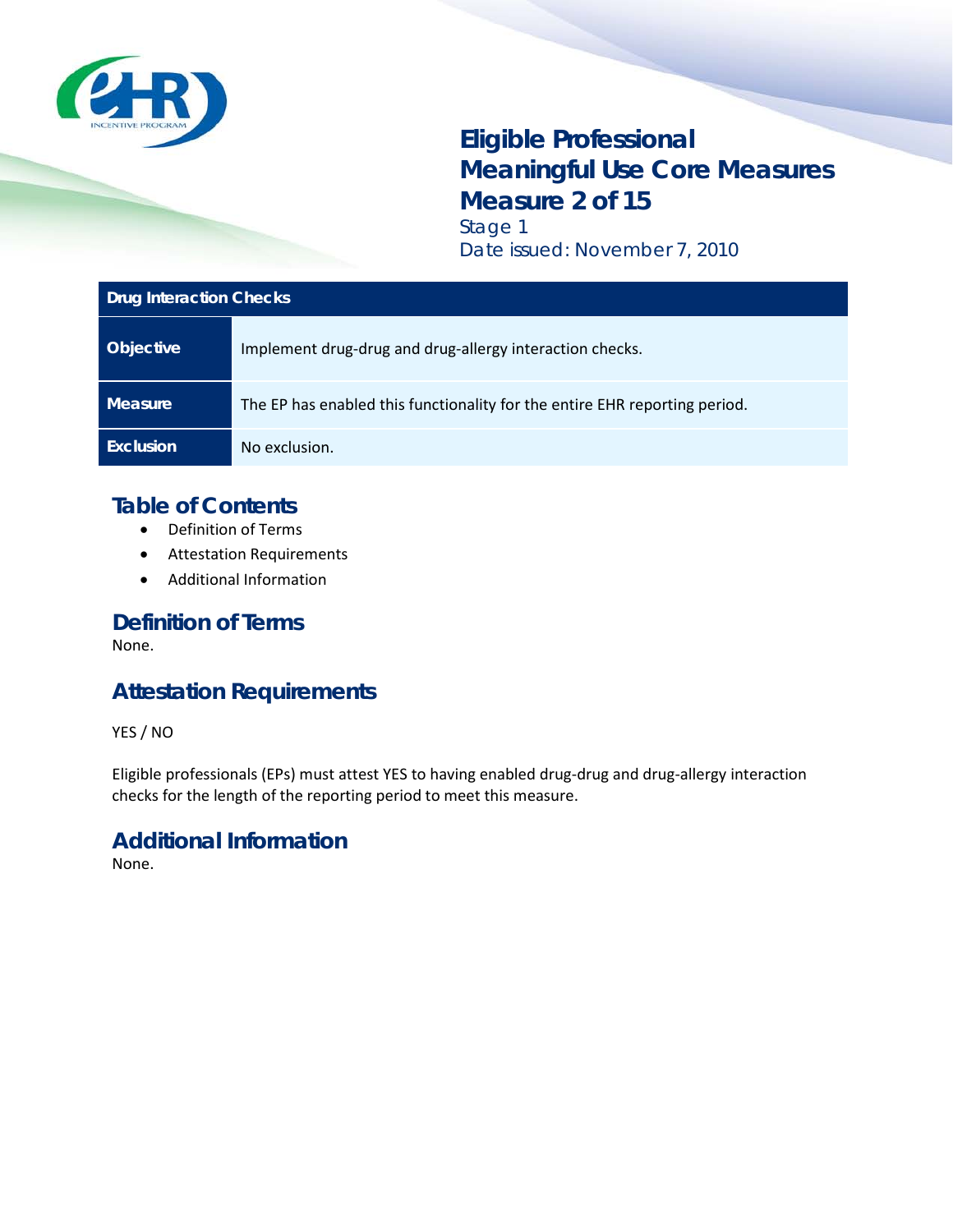# Eligible Professional Meaningful Use Core Measures Measure 2 of 15

Stage 1

Date issued: November 7, 2010

| Drug Interaction Checks | |
|---|---|
| **Objective** | Implement drug-drug and drug-allergy interaction checks. |
| **Measure** | The EP has enabled this functionality for the entire EHR reporting period. |
| **Exclusion** | No exclusion. |

## Table of Contents

- Definition of Terms
- Attestation Requirements
- Additional Information

## Definition of Terms

None.

## Attestation Requirements

YES / NO

Eligible professionals (EPs) must attest YES to having enabled drug-drug and drug-allergy interaction checks for the length of the reporting period to meet this measure.

## Additional Information

None.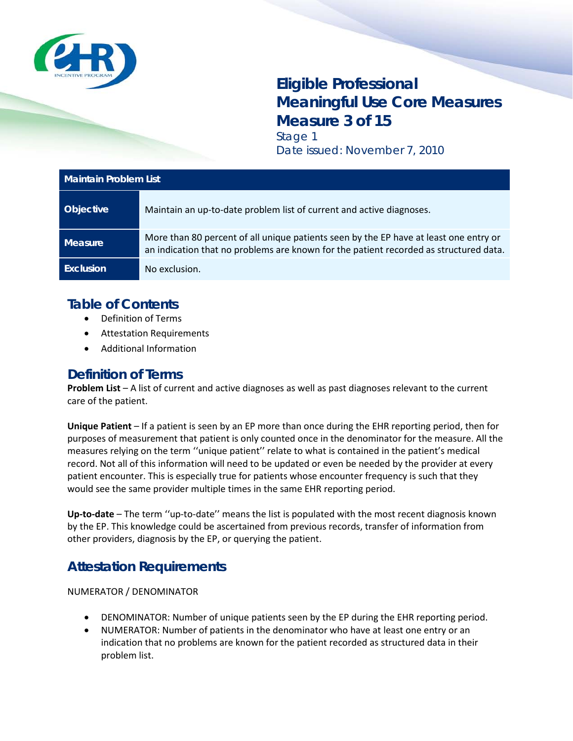# Eligible Professional Meaningful Use Core Measures Measure 3 of 15

Stage 1

Date issued: November 7, 2010

| Maintain Problem List | |
|---|---|
| **Objective** | Maintain an up-to-date problem list of current and active diagnoses. |
| **Measure** | More than 80 percent of all unique patients seen by the EP have at least one entry or an indication that no problems are known for the patient recorded as structured data. |
| **Exclusion** | No exclusion. |

## Table of Contents

- Definition of Terms
- Attestation Requirements
- Additional Information

## Definition of Terms

**Problem List** – A list of current and active diagnoses as well as past diagnoses relevant to the current care of the patient.

**Unique Patient** – If a patient is seen by an EP more than once during the EHR reporting period, then for purposes of measurement that patient is only counted once in the denominator for the measure. All the measures relying on the term ''unique patient'' relate to what is contained in the patient's medical record. Not all of this information will need to be updated or even be needed by the provider at every patient encounter. This is especially true for patients whose encounter frequency is such that they would see the same provider multiple times in the same EHR reporting period.

**Up-to-date** – The term ''up-to-date'' means the list is populated with the most recent diagnosis known by the EP. This knowledge could be ascertained from previous records, transfer of information from other providers, diagnosis by the EP, or querying the patient.

## Attestation Requirements

NUMERATOR / DENOMINATOR

- DENOMINATOR: Number of unique patients seen by the EP during the EHR reporting period.
- NUMERATOR: Number of patients in the denominator who have at least one entry or an indication that no problems are known for the patient recorded as structured data in their problem list.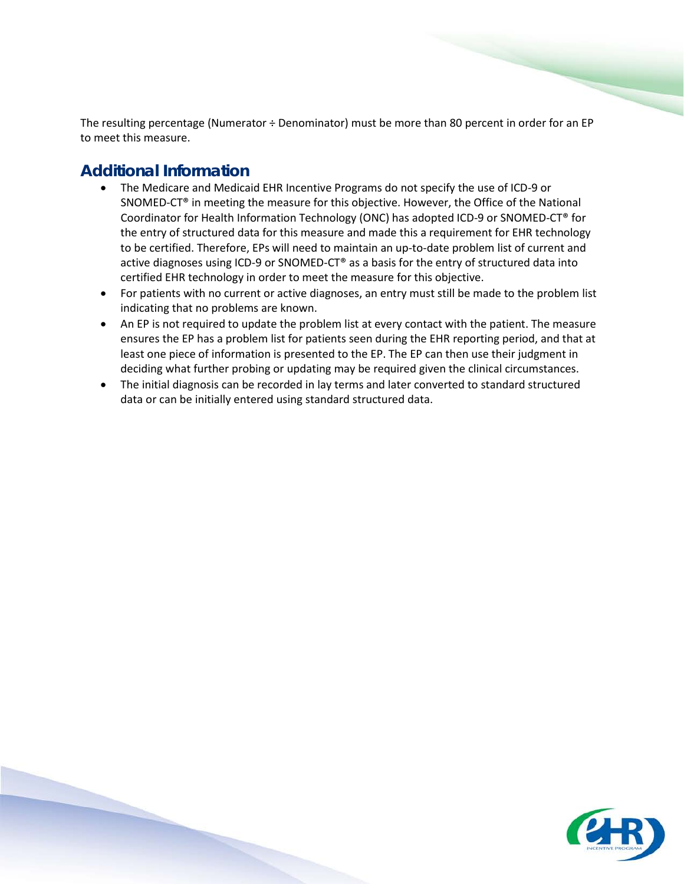The resulting percentage (Numerator ÷ Denominator) must be more than 80 percent in order for an EP to meet this measure.

## Additional Information

- The Medicare and Medicaid EHR Incentive Programs do not specify the use of ICD-9 or SNOMED-CT® in meeting the measure for this objective. However, the Office of the National Coordinator for Health Information Technology (ONC) has adopted ICD-9 or SNOMED-CT® for the entry of structured data for this measure and made this a requirement for EHR technology to be certified. Therefore, EPs will need to maintain an up-to-date problem list of current and active diagnoses using ICD-9 or SNOMED-CT® as a basis for the entry of structured data into certified EHR technology in order to meet the measure for this objective.
- For patients with no current or active diagnoses, an entry must still be made to the problem list indicating that no problems are known.
- An EP is not required to update the problem list at every contact with the patient. The measure ensures the EP has a problem list for patients seen during the EHR reporting period, and that at least one piece of information is presented to the EP. The EP can then use their judgment in deciding what further probing or updating may be required given the clinical circumstances.
- The initial diagnosis can be recorded in lay terms and later converted to standard structured data or can be initially entered using standard structured data.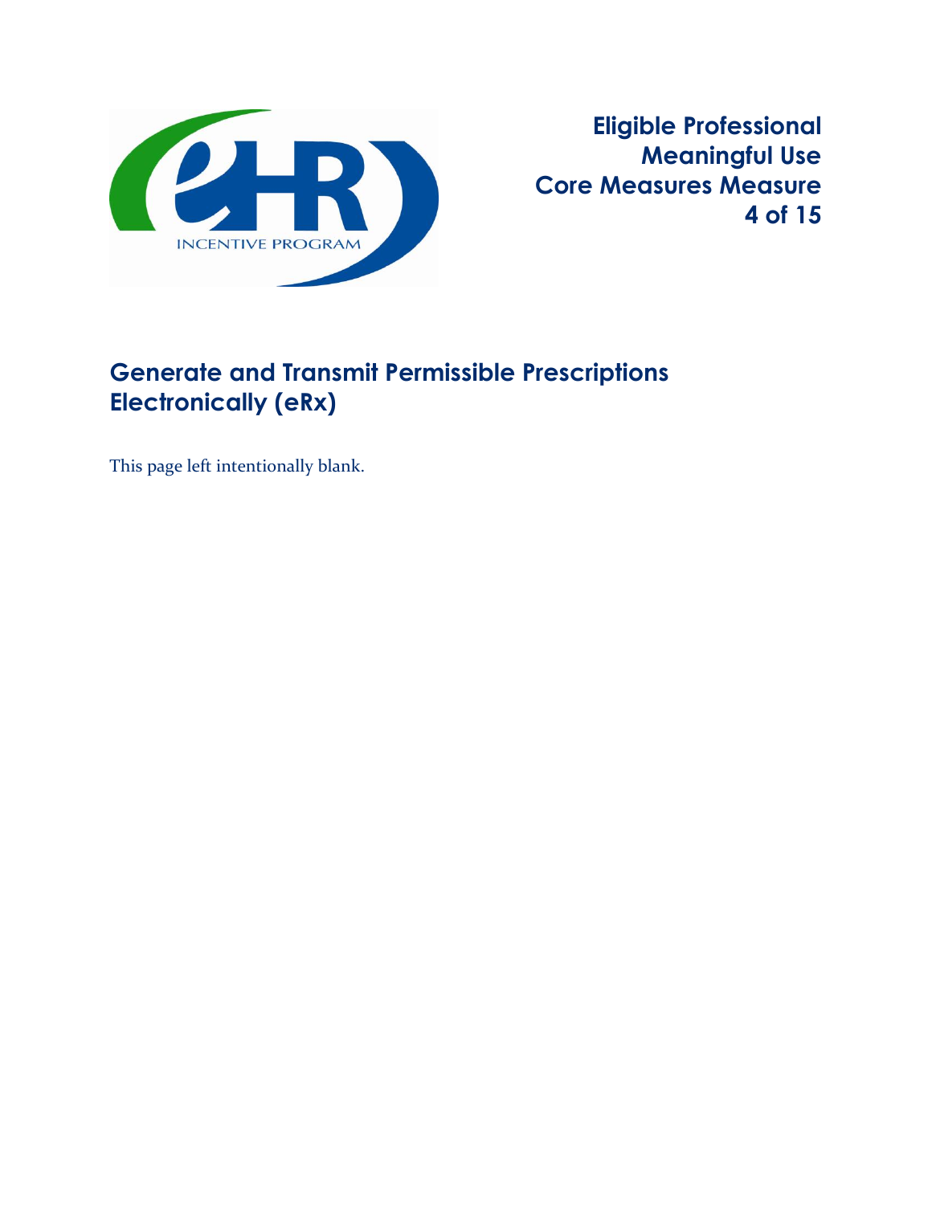**Eligible Professional Meaningful Use Core Measures Measure 4 of 15**

## Generate and Transmit Permissible Prescriptions Electronically (eRx)

This page left intentionally blank.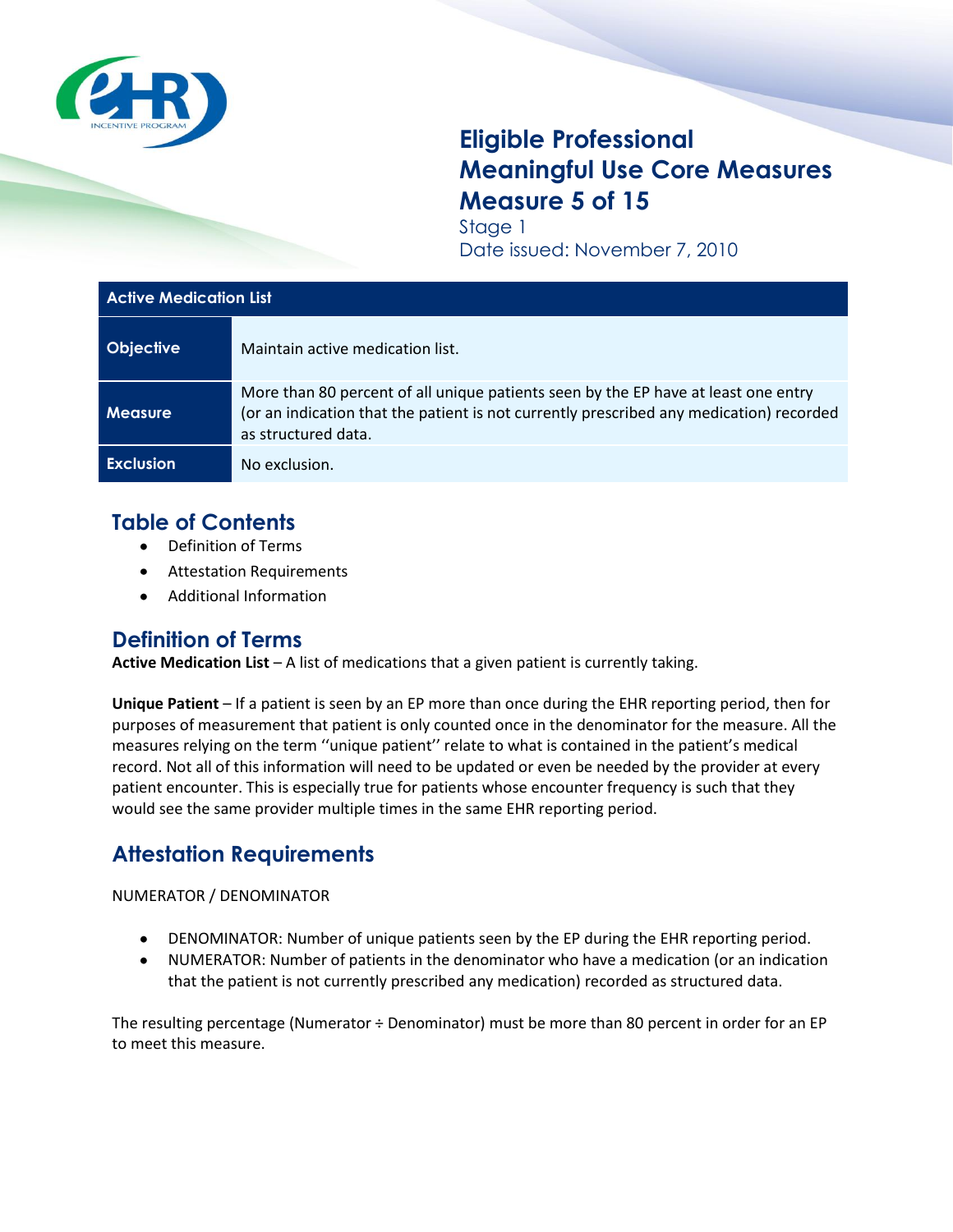# Eligible Professional Meaningful Use Core Measures Measure 5 of 15

Stage 1

Date issued: November 7, 2010

| Active Medication List | |
|---|---|
| **Objective** | Maintain active medication list. |
| **Measure** | More than 80 percent of all unique patients seen by the EP have at least one entry (or an indication that the patient is not currently prescribed any medication) recorded as structured data. |
| **Exclusion** | No exclusion. |

## Table of Contents

- Definition of Terms
- Attestation Requirements
- Additional Information

## Definition of Terms

**Active Medication List** – A list of medications that a given patient is currently taking.

**Unique Patient** – If a patient is seen by an EP more than once during the EHR reporting period, then for purposes of measurement that patient is only counted once in the denominator for the measure. All the measures relying on the term ''unique patient'' relate to what is contained in the patient's medical record. Not all of this information will need to be updated or even be needed by the provider at every patient encounter. This is especially true for patients whose encounter frequency is such that they would see the same provider multiple times in the same EHR reporting period.

## Attestation Requirements

NUMERATOR / DENOMINATOR

- DENOMINATOR: Number of unique patients seen by the EP during the EHR reporting period.
- NUMERATOR: Number of patients in the denominator who have a medication (or an indication that the patient is not currently prescribed any medication) recorded as structured data.

The resulting percentage (Numerator ÷ Denominator) must be more than 80 percent in order for an EP to meet this measure.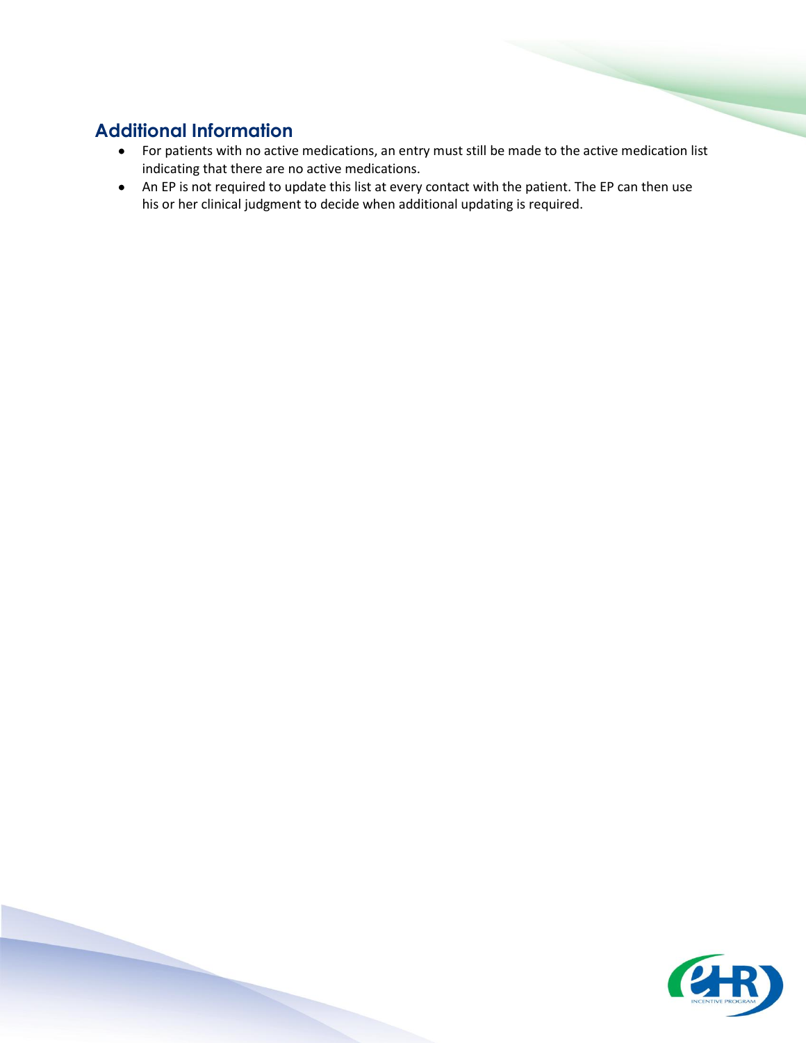## Additional Information

- For patients with no active medications, an entry must still be made to the active medication list indicating that there are no active medications.
- An EP is not required to update this list at every contact with the patient. The EP can then use his or her clinical judgment to decide when additional updating is required.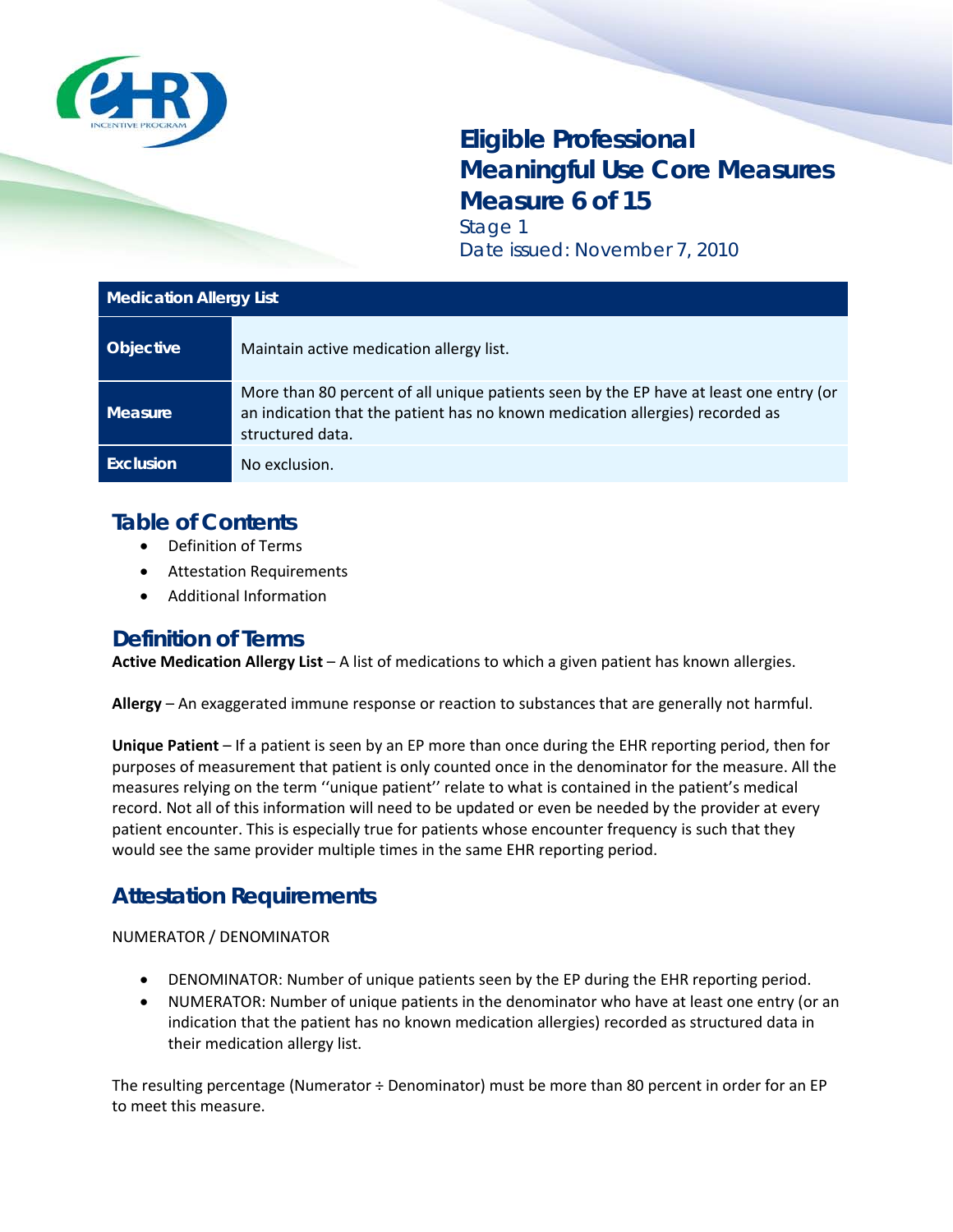# Eligible Professional Meaningful Use Core Measures Measure 6 of 15

Stage 1

Date issued: November 7, 2010

| Medication Allergy List | |
|---|---|
| **Objective** | Maintain active medication allergy list. |
| **Measure** | More than 80 percent of all unique patients seen by the EP have at least one entry (or an indication that the patient has no known medication allergies) recorded as structured data. |
| **Exclusion** | No exclusion. |

## Table of Contents

- Definition of Terms
- Attestation Requirements
- Additional Information

## Definition of Terms

**Active Medication Allergy List** – A list of medications to which a given patient has known allergies.

**Allergy** – An exaggerated immune response or reaction to substances that are generally not harmful.

**Unique Patient** – If a patient is seen by an EP more than once during the EHR reporting period, then for purposes of measurement that patient is only counted once in the denominator for the measure. All the measures relying on the term ''unique patient'' relate to what is contained in the patient's medical record. Not all of this information will need to be updated or even be needed by the provider at every patient encounter. This is especially true for patients whose encounter frequency is such that they would see the same provider multiple times in the same EHR reporting period.

## Attestation Requirements

NUMERATOR / DENOMINATOR

- DENOMINATOR: Number of unique patients seen by the EP during the EHR reporting period.
- NUMERATOR: Number of unique patients in the denominator who have at least one entry (or an indication that the patient has no known medication allergies) recorded as structured data in their medication allergy list.

The resulting percentage (Numerator ÷ Denominator) must be more than 80 percent in order for an EP to meet this measure.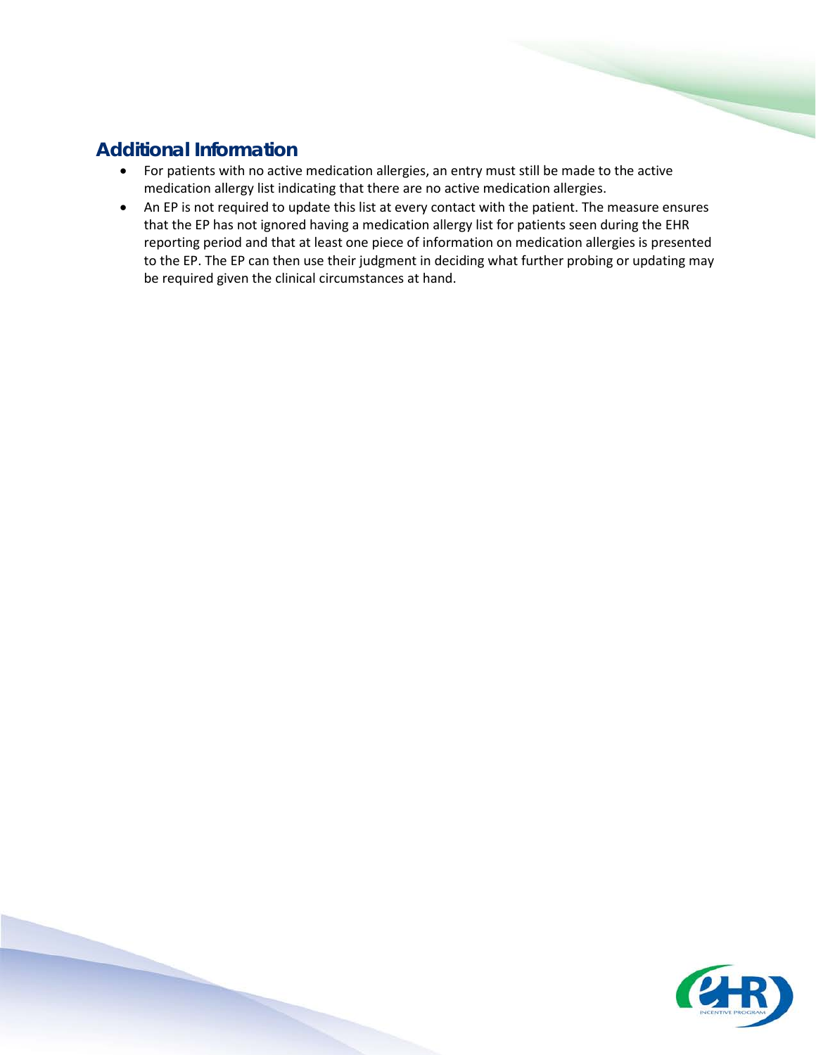## Additional Information

- For patients with no active medication allergies, an entry must still be made to the active medication allergy list indicating that there are no active medication allergies.
- An EP is not required to update this list at every contact with the patient. The measure ensures that the EP has not ignored having a medication allergy list for patients seen during the EHR reporting period and that at least one piece of information on medication allergies is presented to the EP. The EP can then use their judgment in deciding what further probing or updating may be required given the clinical circumstances at hand.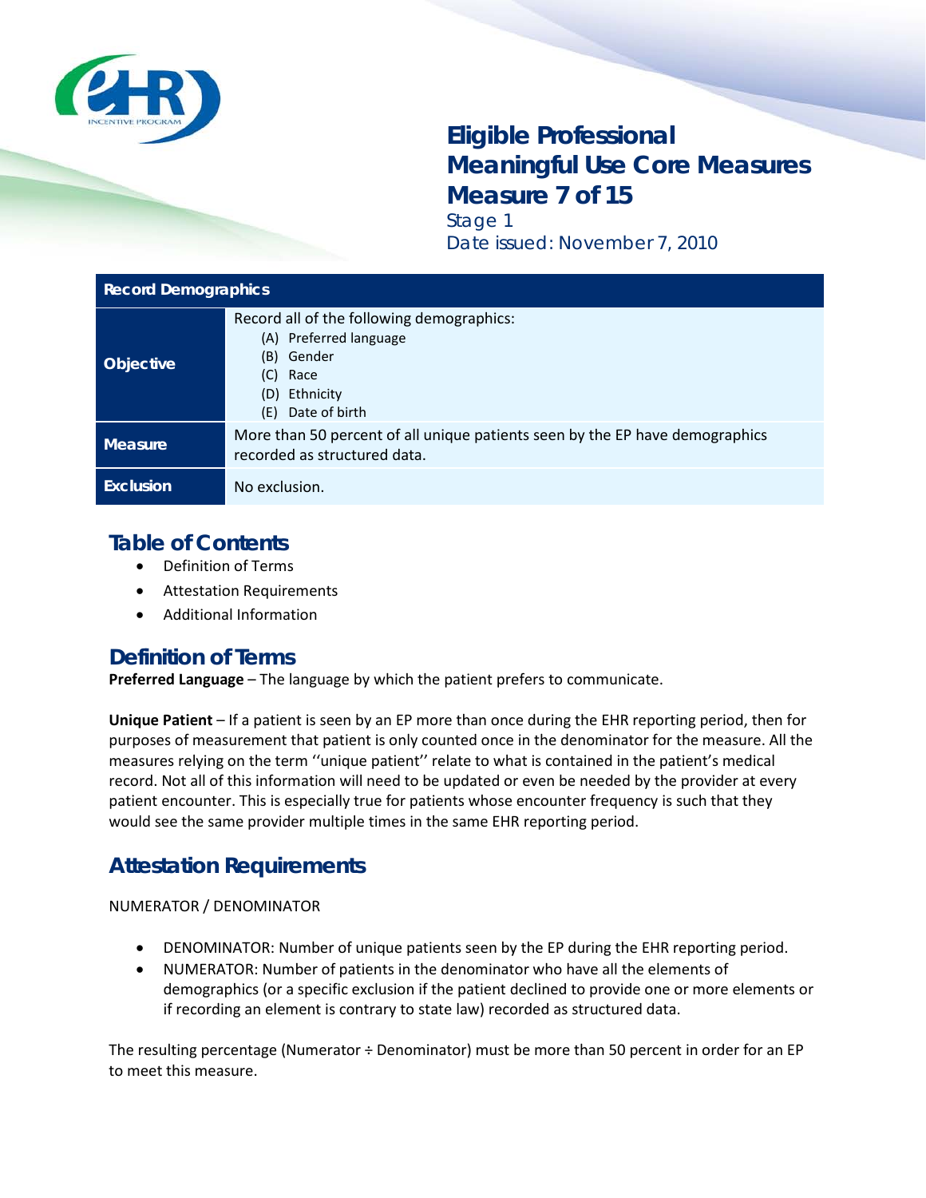# Eligible Professional Meaningful Use Core Measures Measure 7 of 15

Stage 1

Date issued: November 7, 2010

| Record Demographics | |
|---|---|
| **Objective** | Record all of the following demographics:<br>(A) Preferred language<br>(B) Gender<br>(C) Race<br>(D) Ethnicity<br>(E) Date of birth |
| **Measure** | More than 50 percent of all unique patients seen by the EP have demographics recorded as structured data. |
| **Exclusion** | No exclusion. |

## Table of Contents

- Definition of Terms
- Attestation Requirements
- Additional Information

## Definition of Terms

**Preferred Language** – The language by which the patient prefers to communicate.

**Unique Patient** – If a patient is seen by an EP more than once during the EHR reporting period, then for purposes of measurement that patient is only counted once in the denominator for the measure. All the measures relying on the term ''unique patient'' relate to what is contained in the patient's medical record. Not all of this information will need to be updated or even be needed by the provider at every patient encounter. This is especially true for patients whose encounter frequency is such that they would see the same provider multiple times in the same EHR reporting period.

## Attestation Requirements

NUMERATOR / DENOMINATOR

- DENOMINATOR: Number of unique patients seen by the EP during the EHR reporting period.
- NUMERATOR: Number of patients in the denominator who have all the elements of demographics (or a specific exclusion if the patient declined to provide one or more elements or if recording an element is contrary to state law) recorded as structured data.

The resulting percentage (Numerator ÷ Denominator) must be more than 50 percent in order for an EP to meet this measure.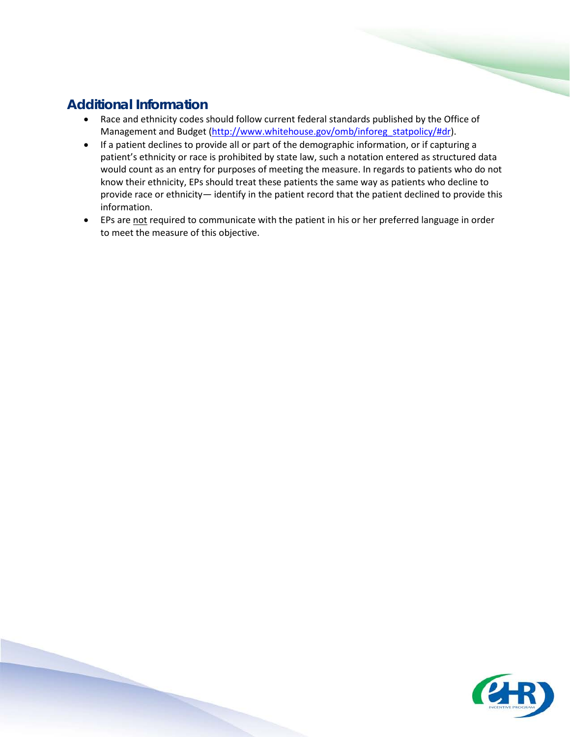## Additional Information

- Race and ethnicity codes should follow current federal standards published by the Office of Management and Budget (http://www.whitehouse.gov/omb/inforeg_statpolicy/#dr).
- If a patient declines to provide all or part of the demographic information, or if capturing a patient's ethnicity or race is prohibited by state law, such a notation entered as structured data would count as an entry for purposes of meeting the measure. In regards to patients who do not know their ethnicity, EPs should treat these patients the same way as patients who decline to provide race or ethnicity— identify in the patient record that the patient declined to provide this information.
- EPs are not required to communicate with the patient in his or her preferred language in order to meet the measure of this objective.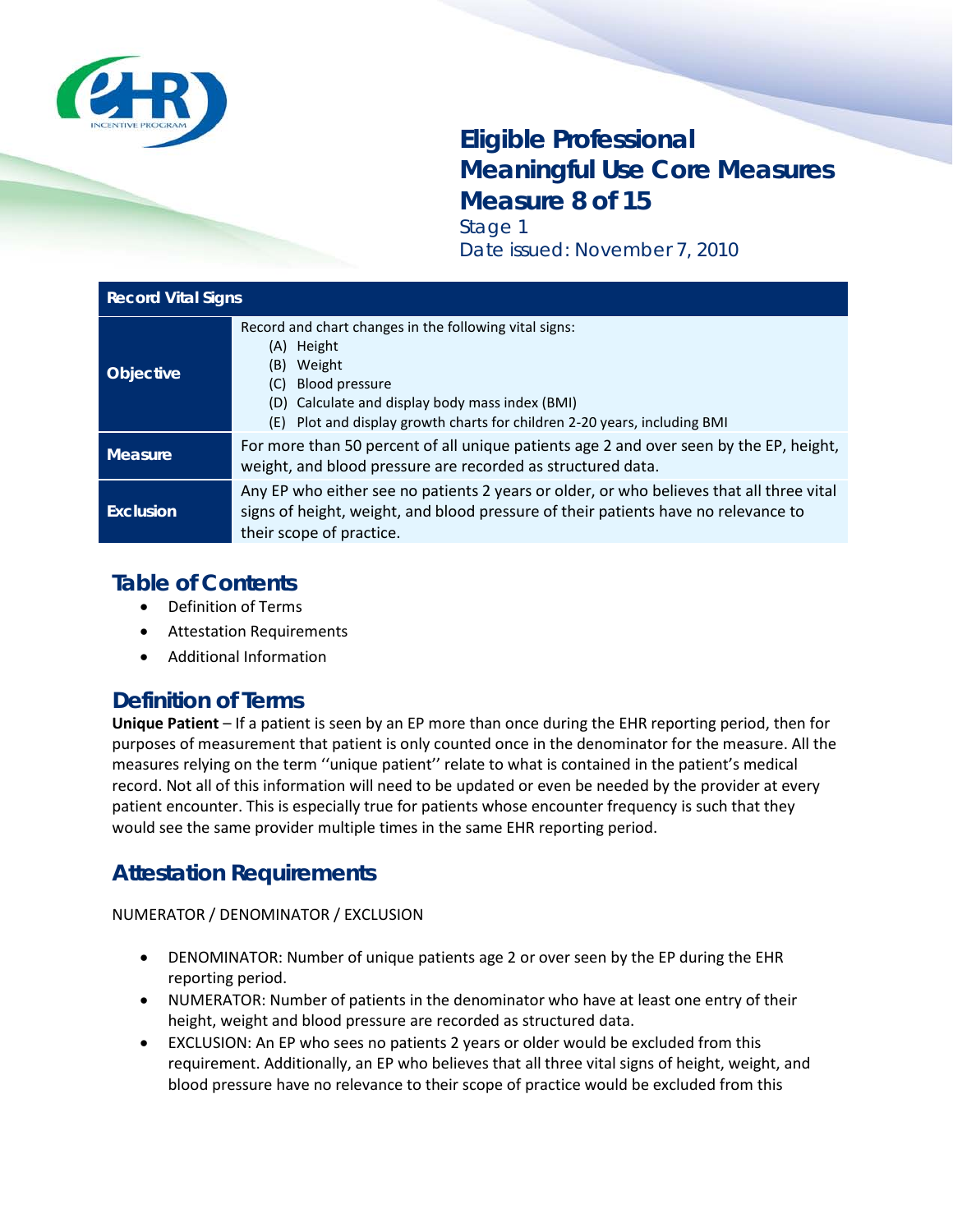# Eligible Professional Meaningful Use Core Measures Measure 8 of 15

Stage 1

Date issued: November 7, 2010

| Record Vital Signs | |
|---|---|
| **Objective** | Record and chart changes in the following vital signs:<br>(A) Height<br>(B) Weight<br>(C) Blood pressure<br>(D) Calculate and display body mass index (BMI)<br>(E) Plot and display growth charts for children 2-20 years, including BMI |
| **Measure** | For more than 50 percent of all unique patients age 2 and over seen by the EP, height, weight, and blood pressure are recorded as structured data. |
| **Exclusion** | Any EP who either see no patients 2 years or older, or who believes that all three vital signs of height, weight, and blood pressure of their patients have no relevance to their scope of practice. |

## Table of Contents

- Definition of Terms
- Attestation Requirements
- Additional Information

## Definition of Terms

**Unique Patient** – If a patient is seen by an EP more than once during the EHR reporting period, then for purposes of measurement that patient is only counted once in the denominator for the measure. All the measures relying on the term ''unique patient'' relate to what is contained in the patient's medical record. Not all of this information will need to be updated or even be needed by the provider at every patient encounter. This is especially true for patients whose encounter frequency is such that they would see the same provider multiple times in the same EHR reporting period.

## Attestation Requirements

NUMERATOR / DENOMINATOR / EXCLUSION

- DENOMINATOR: Number of unique patients age 2 or over seen by the EP during the EHR reporting period.
- NUMERATOR: Number of patients in the denominator who have at least one entry of their height, weight and blood pressure are recorded as structured data.
- EXCLUSION: An EP who sees no patients 2 years or older would be excluded from this requirement. Additionally, an EP who believes that all three vital signs of height, weight, and blood pressure have no relevance to their scope of practice would be excluded from this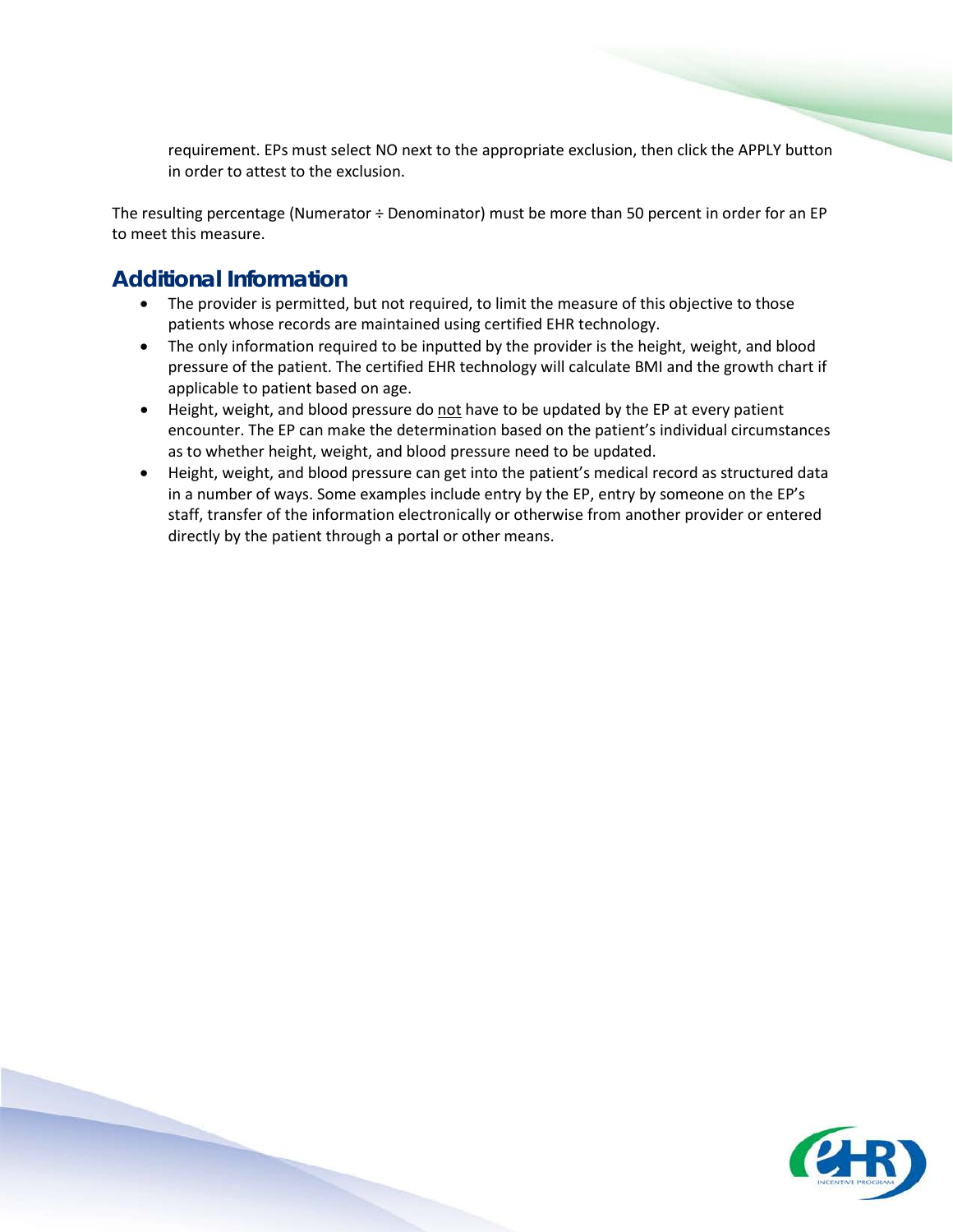requirement. EPs must select NO next to the appropriate exclusion, then click the APPLY button in order to attest to the exclusion.

The resulting percentage (Numerator ÷ Denominator) must be more than 50 percent in order for an EP to meet this measure.

## Additional Information

- The provider is permitted, but not required, to limit the measure of this objective to those patients whose records are maintained using certified EHR technology.
- The only information required to be inputted by the provider is the height, weight, and blood pressure of the patient. The certified EHR technology will calculate BMI and the growth chart if applicable to patient based on age.
- Height, weight, and blood pressure do not have to be updated by the EP at every patient encounter. The EP can make the determination based on the patient's individual circumstances as to whether height, weight, and blood pressure need to be updated.
- Height, weight, and blood pressure can get into the patient's medical record as structured data in a number of ways. Some examples include entry by the EP, entry by someone on the EP's staff, transfer of the information electronically or otherwise from another provider or entered directly by the patient through a portal or other means.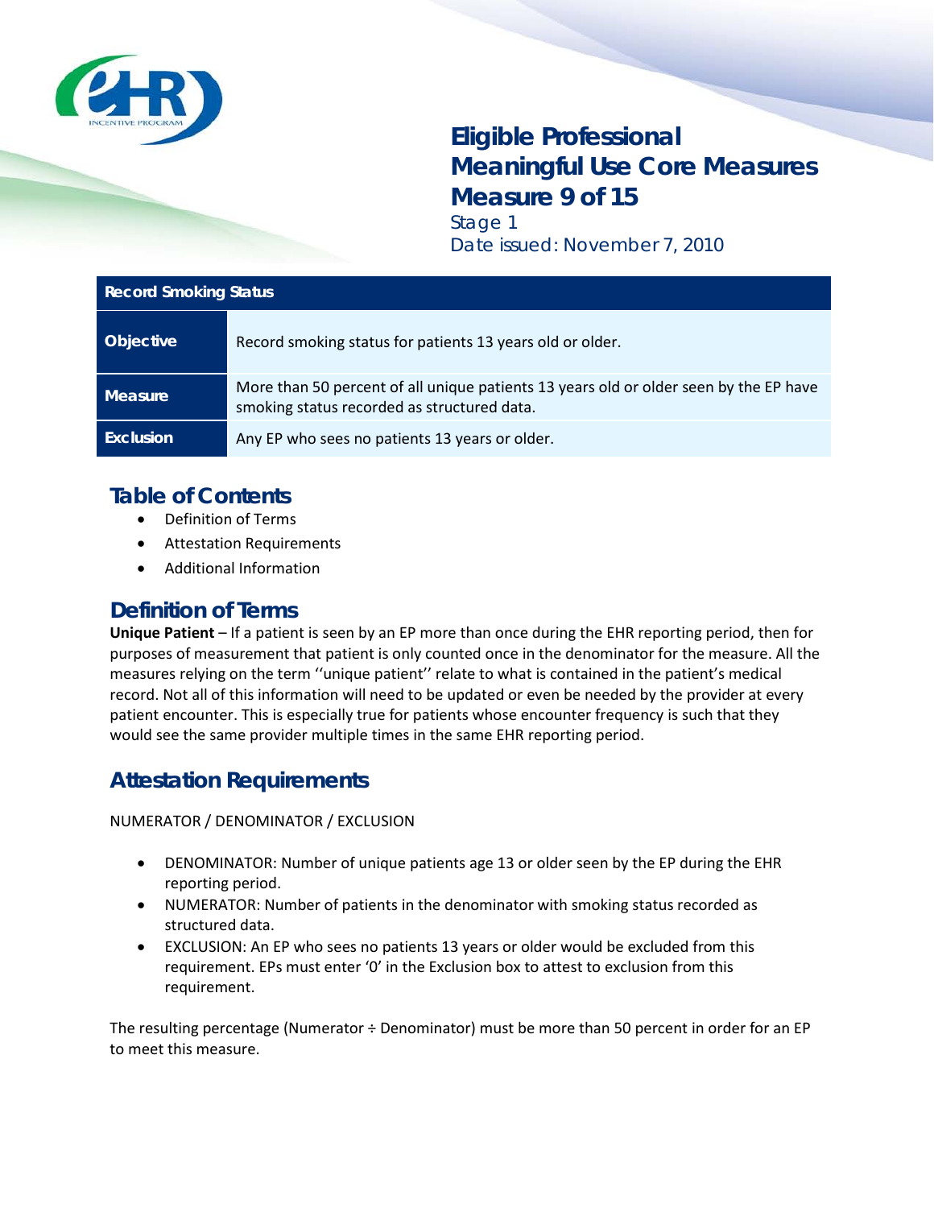# Eligible Professional Meaningful Use Core Measures Measure 9 of 15

Stage 1

Date issued: November 7, 2010

| Record Smoking Status | |
|---|---|
| **Objective** | Record smoking status for patients 13 years old or older. |
| **Measure** | More than 50 percent of all unique patients 13 years old or older seen by the EP have smoking status recorded as structured data. |
| **Exclusion** | Any EP who sees no patients 13 years or older. |

## Table of Contents

- Definition of Terms
- Attestation Requirements
- Additional Information

## Definition of Terms

**Unique Patient** – If a patient is seen by an EP more than once during the EHR reporting period, then for purposes of measurement that patient is only counted once in the denominator for the measure. All the measures relying on the term ''unique patient'' relate to what is contained in the patient's medical record. Not all of this information will need to be updated or even be needed by the provider at every patient encounter. This is especially true for patients whose encounter frequency is such that they would see the same provider multiple times in the same EHR reporting period.

## Attestation Requirements

NUMERATOR / DENOMINATOR / EXCLUSION

- DENOMINATOR: Number of unique patients age 13 or older seen by the EP during the EHR reporting period.
- NUMERATOR: Number of patients in the denominator with smoking status recorded as structured data.
- EXCLUSION: An EP who sees no patients 13 years or older would be excluded from this requirement. EPs must enter '0' in the Exclusion box to attest to exclusion from this requirement.

The resulting percentage (Numerator ÷ Denominator) must be more than 50 percent in order for an EP to meet this measure.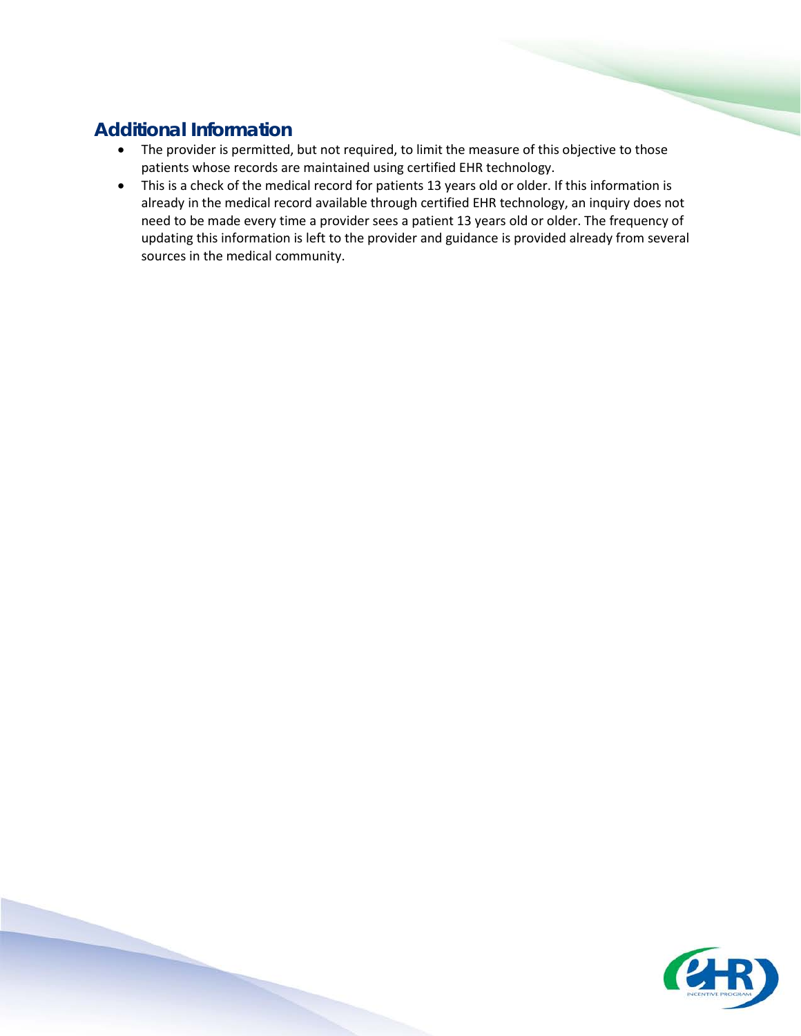## Additional Information

- The provider is permitted, but not required, to limit the measure of this objective to those patients whose records are maintained using certified EHR technology.
- This is a check of the medical record for patients 13 years old or older. If this information is already in the medical record available through certified EHR technology, an inquiry does not need to be made every time a provider sees a patient 13 years old or older. The frequency of updating this information is left to the provider and guidance is provided already from several sources in the medical community.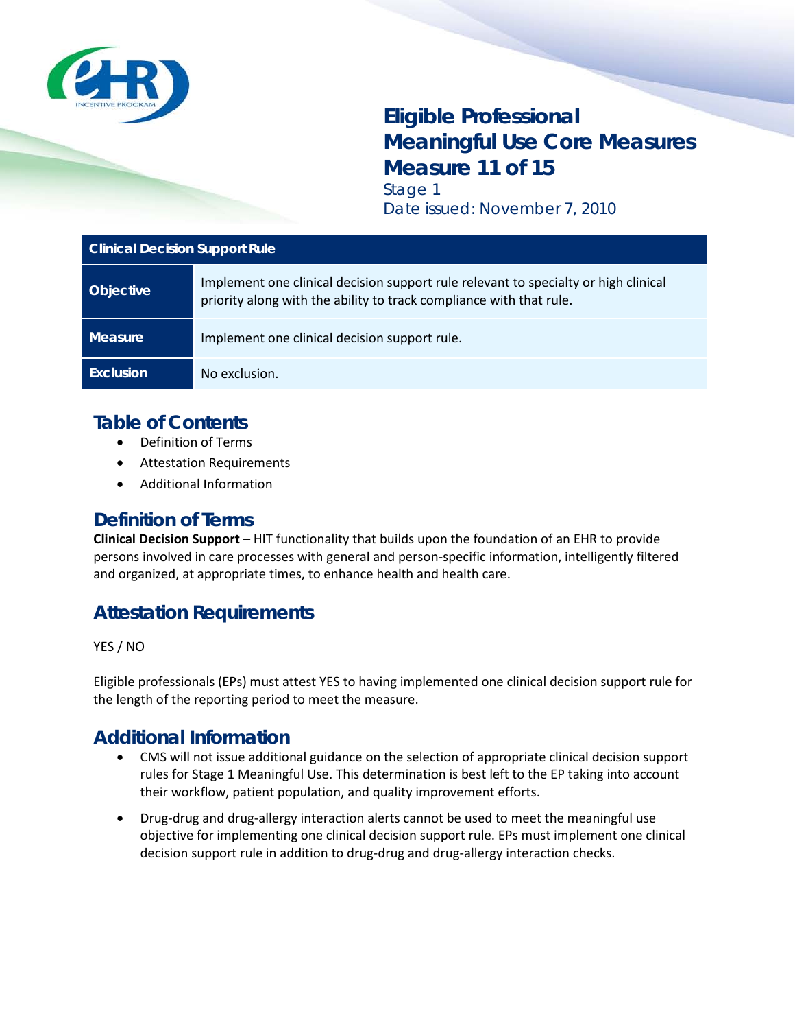# Eligible Professional Meaningful Use Core Measures Measure 11 of 15

Stage 1

Date issued: November 7, 2010

| Clinical Decision Support Rule | |
|---|---|
| **Objective** | Implement one clinical decision support rule relevant to specialty or high clinical priority along with the ability to track compliance with that rule. |
| **Measure** | Implement one clinical decision support rule. |
| **Exclusion** | No exclusion. |

## Table of Contents

- Definition of Terms
- Attestation Requirements
- Additional Information

## Definition of Terms

**Clinical Decision Support** – HIT functionality that builds upon the foundation of an EHR to provide persons involved in care processes with general and person-specific information, intelligently filtered and organized, at appropriate times, to enhance health and health care.

## Attestation Requirements

YES / NO

Eligible professionals (EPs) must attest YES to having implemented one clinical decision support rule for the length of the reporting period to meet the measure.

## Additional Information

- CMS will not issue additional guidance on the selection of appropriate clinical decision support rules for Stage 1 Meaningful Use. This determination is best left to the EP taking into account their workflow, patient population, and quality improvement efforts.
- Drug-drug and drug-allergy interaction alerts cannot be used to meet the meaningful use objective for implementing one clinical decision support rule. EPs must implement one clinical decision support rule in addition to drug-drug and drug-allergy interaction checks.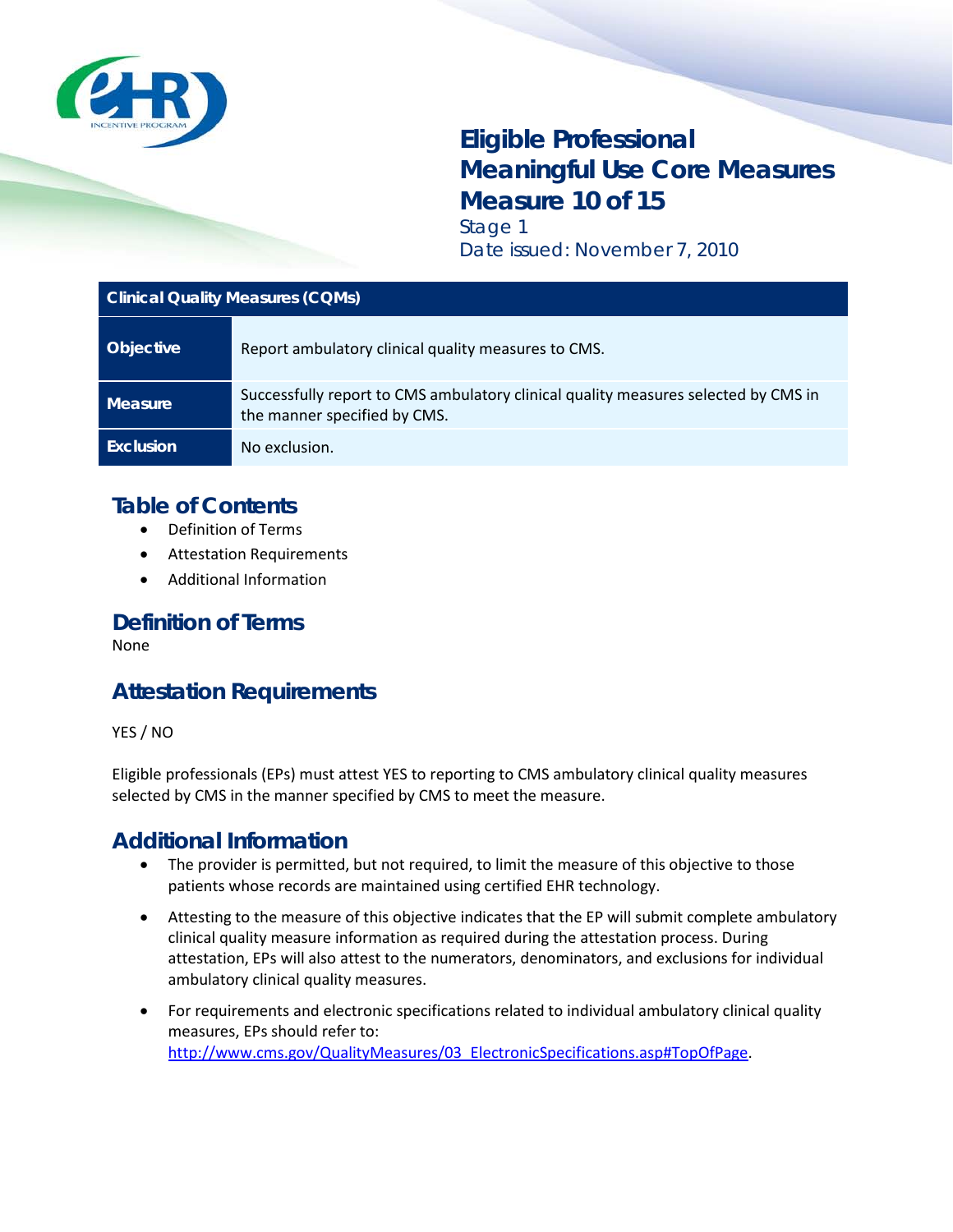# Eligible Professional Meaningful Use Core Measures Measure 10 of 15

Stage 1

Date issued: November 7, 2010

| Clinical Quality Measures (CQMs) | |
|---|---|
| **Objective** | Report ambulatory clinical quality measures to CMS. |
| **Measure** | Successfully report to CMS ambulatory clinical quality measures selected by CMS in the manner specified by CMS. |
| **Exclusion** | No exclusion. |

## Table of Contents

- Definition of Terms
- Attestation Requirements
- Additional Information

## Definition of Terms

None

## Attestation Requirements

YES / NO

Eligible professionals (EPs) must attest YES to reporting to CMS ambulatory clinical quality measures selected by CMS in the manner specified by CMS to meet the measure.

## Additional Information

- The provider is permitted, but not required, to limit the measure of this objective to those patients whose records are maintained using certified EHR technology.
- Attesting to the measure of this objective indicates that the EP will submit complete ambulatory clinical quality measure information as required during the attestation process. During attestation, EPs will also attest to the numerators, denominators, and exclusions for individual ambulatory clinical quality measures.
- For requirements and electronic specifications related to individual ambulatory clinical quality measures, EPs should refer to: [http://www.cms.gov/QualityMeasures/03_ElectronicSpecifications.asp#TopOfPage](http://www.cms.gov/QualityMeasures/03_ElectronicSpecifications.asp#TopOfPage).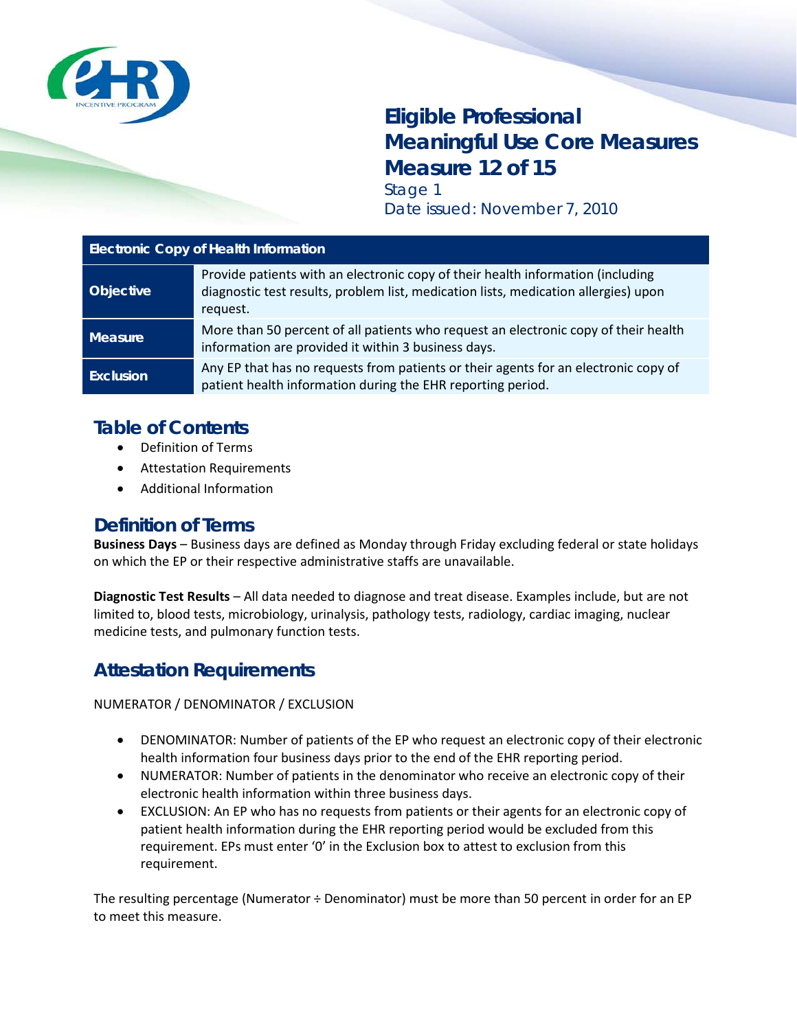# Eligible Professional Meaningful Use Core Measures Measure 12 of 15

Stage 1

Date issued: November 7, 2010

| Electronic Copy of Health Information | |
|---|---|
| **Objective** | Provide patients with an electronic copy of their health information (including diagnostic test results, problem list, medication lists, medication allergies) upon request. |
| **Measure** | More than 50 percent of all patients who request an electronic copy of their health information are provided it within 3 business days. |
| **Exclusion** | Any EP that has no requests from patients or their agents for an electronic copy of patient health information during the EHR reporting period. |

## Table of Contents

- Definition of Terms
- Attestation Requirements
- Additional Information

## Definition of Terms

**Business Days** – Business days are defined as Monday through Friday excluding federal or state holidays on which the EP or their respective administrative staffs are unavailable.

**Diagnostic Test Results** – All data needed to diagnose and treat disease. Examples include, but are not limited to, blood tests, microbiology, urinalysis, pathology tests, radiology, cardiac imaging, nuclear medicine tests, and pulmonary function tests.

## Attestation Requirements

NUMERATOR / DENOMINATOR / EXCLUSION

- DENOMINATOR: Number of patients of the EP who request an electronic copy of their electronic health information four business days prior to the end of the EHR reporting period.
- NUMERATOR: Number of patients in the denominator who receive an electronic copy of their electronic health information within three business days.
- EXCLUSION: An EP who has no requests from patients or their agents for an electronic copy of patient health information during the EHR reporting period would be excluded from this requirement. EPs must enter '0' in the Exclusion box to attest to exclusion from this requirement.

The resulting percentage (Numerator ÷ Denominator) must be more than 50 percent in order for an EP to meet this measure.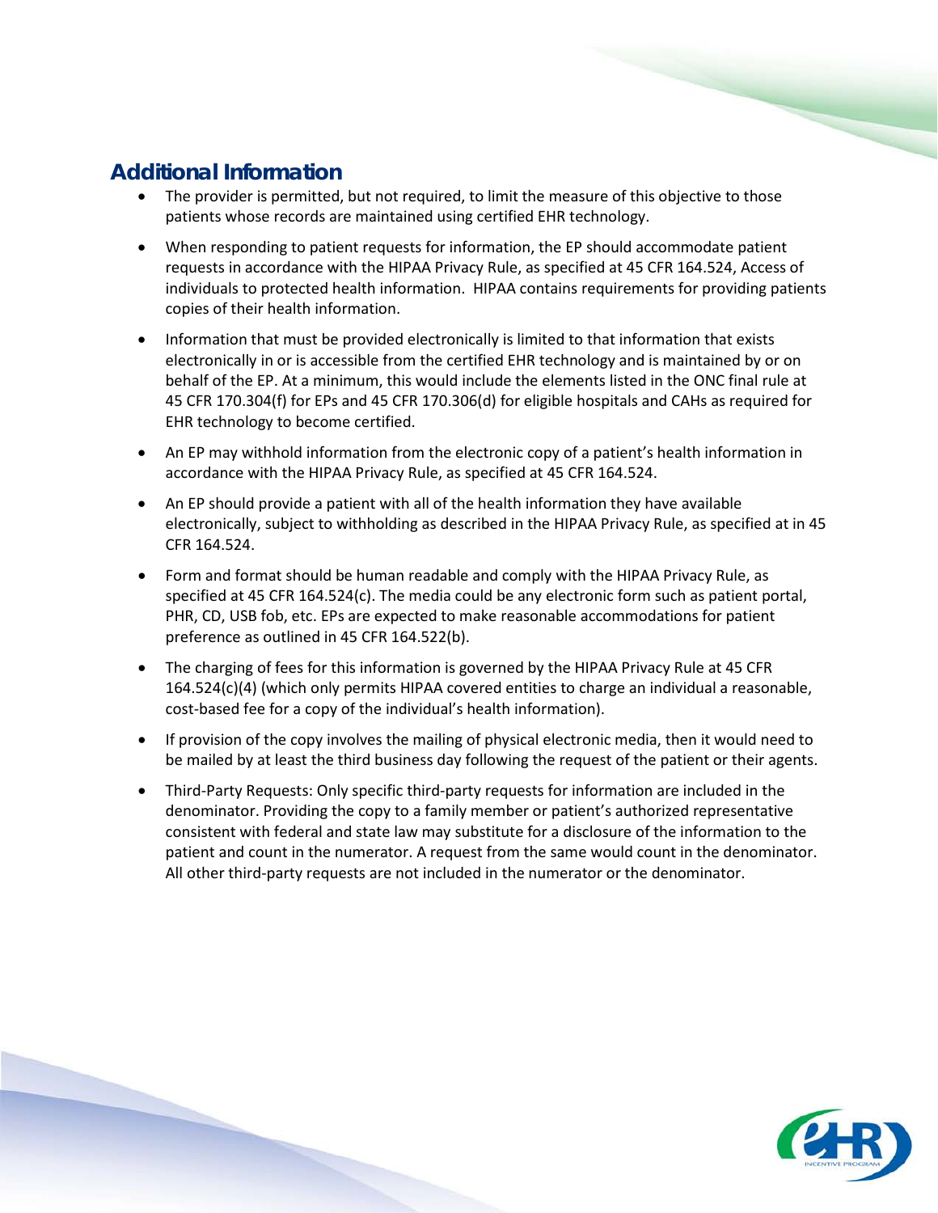## Additional Information

- The provider is permitted, but not required, to limit the measure of this objective to those patients whose records are maintained using certified EHR technology.
- When responding to patient requests for information, the EP should accommodate patient requests in accordance with the HIPAA Privacy Rule, as specified at 45 CFR 164.524, Access of individuals to protected health information. HIPAA contains requirements for providing patients copies of their health information.
- Information that must be provided electronically is limited to that information that exists electronically in or is accessible from the certified EHR technology and is maintained by or on behalf of the EP. At a minimum, this would include the elements listed in the ONC final rule at 45 CFR 170.304(f) for EPs and 45 CFR 170.306(d) for eligible hospitals and CAHs as required for EHR technology to become certified.
- An EP may withhold information from the electronic copy of a patient's health information in accordance with the HIPAA Privacy Rule, as specified at 45 CFR 164.524.
- An EP should provide a patient with all of the health information they have available electronically, subject to withholding as described in the HIPAA Privacy Rule, as specified at in 45 CFR 164.524.
- Form and format should be human readable and comply with the HIPAA Privacy Rule, as specified at 45 CFR 164.524(c). The media could be any electronic form such as patient portal, PHR, CD, USB fob, etc. EPs are expected to make reasonable accommodations for patient preference as outlined in 45 CFR 164.522(b).
- The charging of fees for this information is governed by the HIPAA Privacy Rule at 45 CFR 164.524(c)(4) (which only permits HIPAA covered entities to charge an individual a reasonable, cost-based fee for a copy of the individual's health information).
- If provision of the copy involves the mailing of physical electronic media, then it would need to be mailed by at least the third business day following the request of the patient or their agents.
- Third-Party Requests: Only specific third-party requests for information are included in the denominator. Providing the copy to a family member or patient's authorized representative consistent with federal and state law may substitute for a disclosure of the information to the patient and count in the numerator. A request from the same would count in the denominator. All other third-party requests are not included in the numerator or the denominator.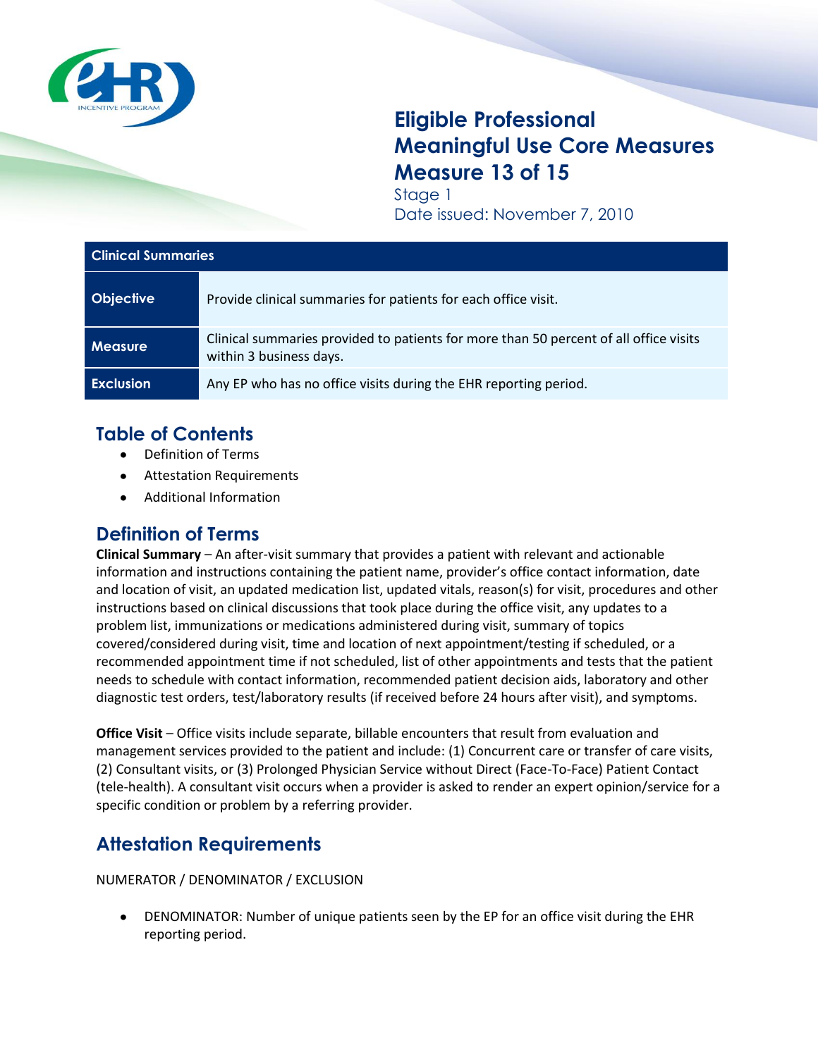# Eligible Professional Meaningful Use Core Measures Measure 13 of 15

Stage 1

Date issued: November 7, 2010

| Clinical Summaries | |
|---|---|
| **Objective** | Provide clinical summaries for patients for each office visit. |
| **Measure** | Clinical summaries provided to patients for more than 50 percent of all office visits within 3 business days. |
| **Exclusion** | Any EP who has no office visits during the EHR reporting period. |

## Table of Contents

- Definition of Terms
- Attestation Requirements
- Additional Information

## Definition of Terms

**Clinical Summary** – An after-visit summary that provides a patient with relevant and actionable information and instructions containing the patient name, provider's office contact information, date and location of visit, an updated medication list, updated vitals, reason(s) for visit, procedures and other instructions based on clinical discussions that took place during the office visit, any updates to a problem list, immunizations or medications administered during visit, summary of topics covered/considered during visit, time and location of next appointment/testing if scheduled, or a recommended appointment time if not scheduled, list of other appointments and tests that the patient needs to schedule with contact information, recommended patient decision aids, laboratory and other diagnostic test orders, test/laboratory results (if received before 24 hours after visit), and symptoms.

**Office Visit** – Office visits include separate, billable encounters that result from evaluation and management services provided to the patient and include: (1) Concurrent care or transfer of care visits, (2) Consultant visits, or (3) Prolonged Physician Service without Direct (Face-To-Face) Patient Contact (tele-health). A consultant visit occurs when a provider is asked to render an expert opinion/service for a specific condition or problem by a referring provider.

## Attestation Requirements

NUMERATOR / DENOMINATOR / EXCLUSION

- DENOMINATOR: Number of unique patients seen by the EP for an office visit during the EHR reporting period.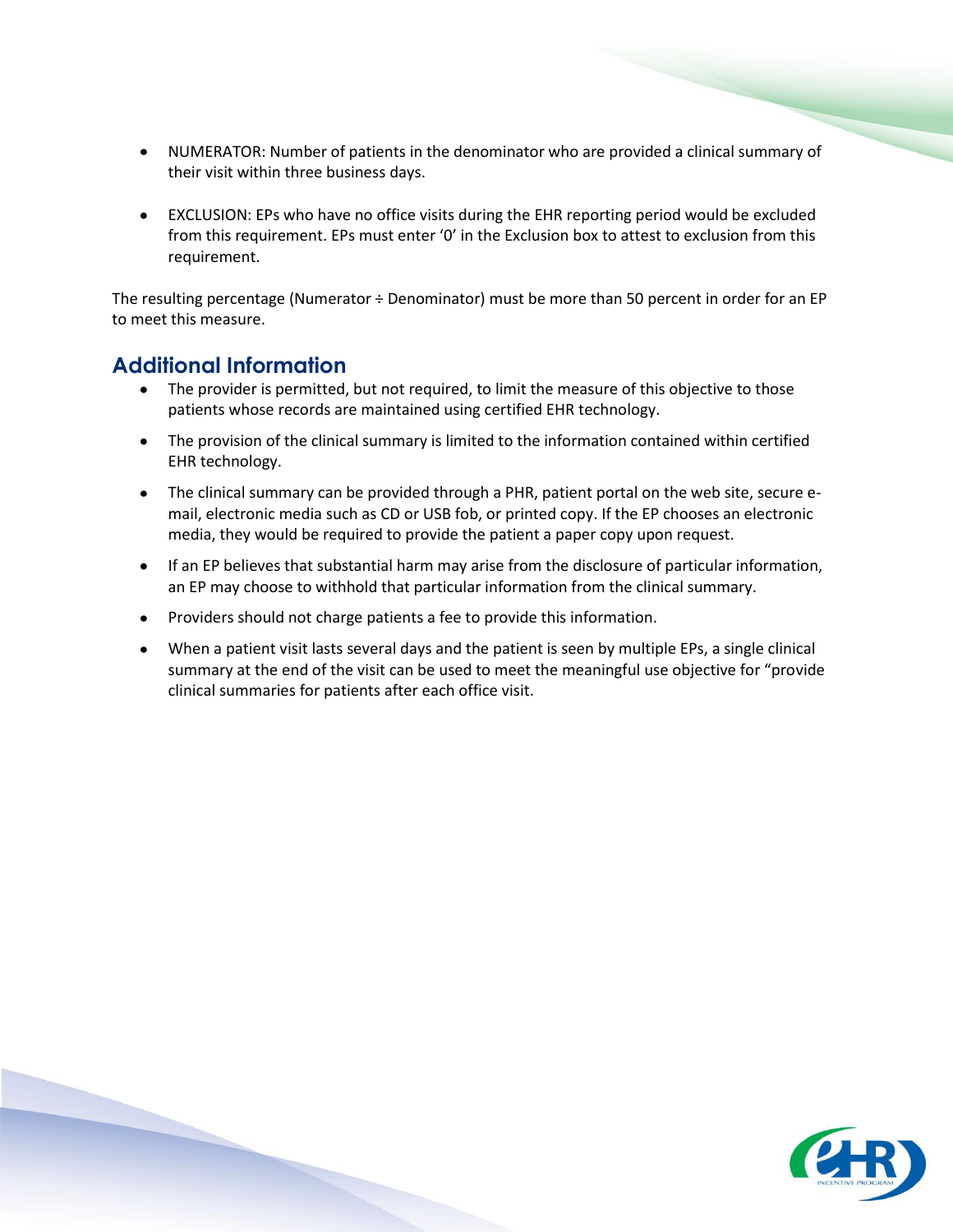- NUMERATOR: Number of patients in the denominator who are provided a clinical summary of their visit within three business days.
- EXCLUSION: EPs who have no office visits during the EHR reporting period would be excluded from this requirement. EPs must enter '0' in the Exclusion box to attest to exclusion from this requirement.

The resulting percentage (Numerator ÷ Denominator) must be more than 50 percent in order for an EP to meet this measure.

## Additional Information

- The provider is permitted, but not required, to limit the measure of this objective to those patients whose records are maintained using certified EHR technology.
- The provision of the clinical summary is limited to the information contained within certified EHR technology.
- The clinical summary can be provided through a PHR, patient portal on the web site, secure e-mail, electronic media such as CD or USB fob, or printed copy. If the EP chooses an electronic media, they would be required to provide the patient a paper copy upon request.
- If an EP believes that substantial harm may arise from the disclosure of particular information, an EP may choose to withhold that particular information from the clinical summary.
- Providers should not charge patients a fee to provide this information.
- When a patient visit lasts several days and the patient is seen by multiple EPs, a single clinical summary at the end of the visit can be used to meet the meaningful use objective for "provide clinical summaries for patients after each office visit.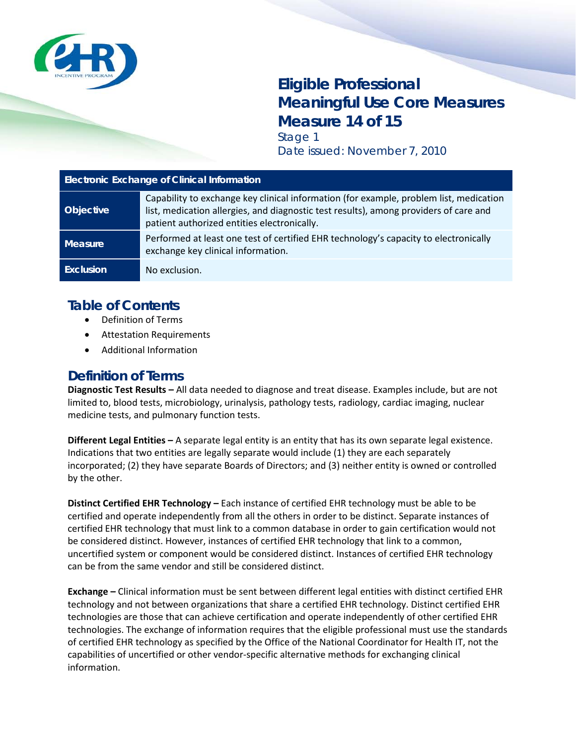# Eligible Professional Meaningful Use Core Measures Measure 14 of 15

Stage 1

Date issued: November 7, 2010

| Electronic Exchange of Clinical Information | |
|---|---|
| **Objective** | Capability to exchange key clinical information (for example, problem list, medication list, medication allergies, and diagnostic test results), among providers of care and patient authorized entities electronically. |
| **Measure** | Performed at least one test of certified EHR technology's capacity to electronically exchange key clinical information. |
| **Exclusion** | No exclusion. |

## Table of Contents

- Definition of Terms
- Attestation Requirements
- Additional Information

## Definition of Terms

**Diagnostic Test Results –** All data needed to diagnose and treat disease. Examples include, but are not limited to, blood tests, microbiology, urinalysis, pathology tests, radiology, cardiac imaging, nuclear medicine tests, and pulmonary function tests.

**Different Legal Entities –** A separate legal entity is an entity that has its own separate legal existence. Indications that two entities are legally separate would include (1) they are each separately incorporated; (2) they have separate Boards of Directors; and (3) neither entity is owned or controlled by the other.

**Distinct Certified EHR Technology –** Each instance of certified EHR technology must be able to be certified and operate independently from all the others in order to be distinct. Separate instances of certified EHR technology that must link to a common database in order to gain certification would not be considered distinct. However, instances of certified EHR technology that link to a common, uncertified system or component would be considered distinct. Instances of certified EHR technology can be from the same vendor and still be considered distinct.

**Exchange –** Clinical information must be sent between different legal entities with distinct certified EHR technology and not between organizations that share a certified EHR technology. Distinct certified EHR technologies are those that can achieve certification and operate independently of other certified EHR technologies. The exchange of information requires that the eligible professional must use the standards of certified EHR technology as specified by the Office of the National Coordinator for Health IT, not the capabilities of uncertified or other vendor-specific alternative methods for exchanging clinical information.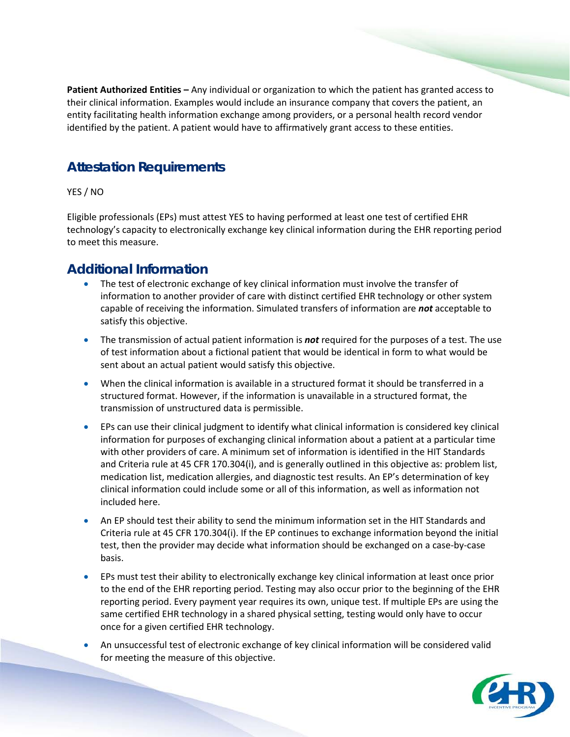**Patient Authorized Entities –** Any individual or organization to which the patient has granted access to their clinical information. Examples would include an insurance company that covers the patient, an entity facilitating health information exchange among providers, or a personal health record vendor identified by the patient. A patient would have to affirmatively grant access to these entities.

## Attestation Requirements

YES / NO

Eligible professionals (EPs) must attest YES to having performed at least one test of certified EHR technology's capacity to electronically exchange key clinical information during the EHR reporting period to meet this measure.

## Additional Information

- The test of electronic exchange of key clinical information must involve the transfer of information to another provider of care with distinct certified EHR technology or other system capable of receiving the information. Simulated transfers of information are ***not*** acceptable to satisfy this objective.
- The transmission of actual patient information is ***not*** required for the purposes of a test. The use of test information about a fictional patient that would be identical in form to what would be sent about an actual patient would satisfy this objective.
- When the clinical information is available in a structured format it should be transferred in a structured format. However, if the information is unavailable in a structured format, the transmission of unstructured data is permissible.
- EPs can use their clinical judgment to identify what clinical information is considered key clinical information for purposes of exchanging clinical information about a patient at a particular time with other providers of care. A minimum set of information is identified in the HIT Standards and Criteria rule at 45 CFR 170.304(i), and is generally outlined in this objective as: problem list, medication list, medication allergies, and diagnostic test results. An EP's determination of key clinical information could include some or all of this information, as well as information not included here.
- An EP should test their ability to send the minimum information set in the HIT Standards and Criteria rule at 45 CFR 170.304(i). If the EP continues to exchange information beyond the initial test, then the provider may decide what information should be exchanged on a case-by-case basis.
- EPs must test their ability to electronically exchange key clinical information at least once prior to the end of the EHR reporting period. Testing may also occur prior to the beginning of the EHR reporting period. Every payment year requires its own, unique test. If multiple EPs are using the same certified EHR technology in a shared physical setting, testing would only have to occur once for a given certified EHR technology.
- An unsuccessful test of electronic exchange of key clinical information will be considered valid for meeting the measure of this objective.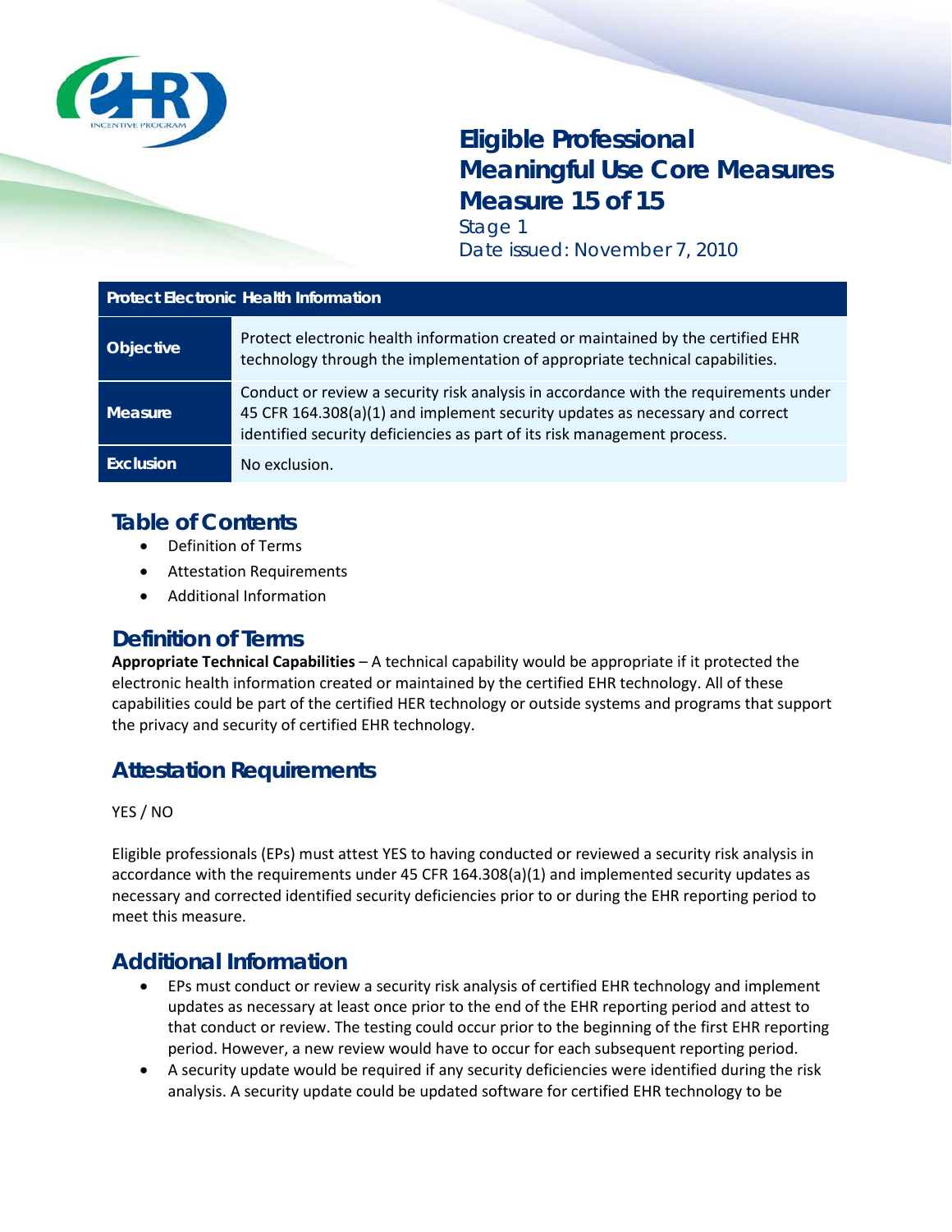# Eligible Professional Meaningful Use Core Measures Measure 15 of 15

Stage 1

Date issued: November 7, 2010

| Protect Electronic Health Information | |
|---|---|
| **Objective** | Protect electronic health information created or maintained by the certified EHR technology through the implementation of appropriate technical capabilities. |
| **Measure** | Conduct or review a security risk analysis in accordance with the requirements under 45 CFR 164.308(a)(1) and implement security updates as necessary and correct identified security deficiencies as part of its risk management process. |
| **Exclusion** | No exclusion. |

## Table of Contents

- Definition of Terms
- Attestation Requirements
- Additional Information

## Definition of Terms

**Appropriate Technical Capabilities** – A technical capability would be appropriate if it protected the electronic health information created or maintained by the certified EHR technology. All of these capabilities could be part of the certified HER technology or outside systems and programs that support the privacy and security of certified EHR technology.

## Attestation Requirements

YES / NO

Eligible professionals (EPs) must attest YES to having conducted or reviewed a security risk analysis in accordance with the requirements under 45 CFR 164.308(a)(1) and implemented security updates as necessary and corrected identified security deficiencies prior to or during the EHR reporting period to meet this measure.

## Additional Information

- EPs must conduct or review a security risk analysis of certified EHR technology and implement updates as necessary at least once prior to the end of the EHR reporting period and attest to that conduct or review. The testing could occur prior to the beginning of the first EHR reporting period. However, a new review would have to occur for each subsequent reporting period.
- A security update would be required if any security deficiencies were identified during the risk analysis. A security update could be updated software for certified EHR technology to be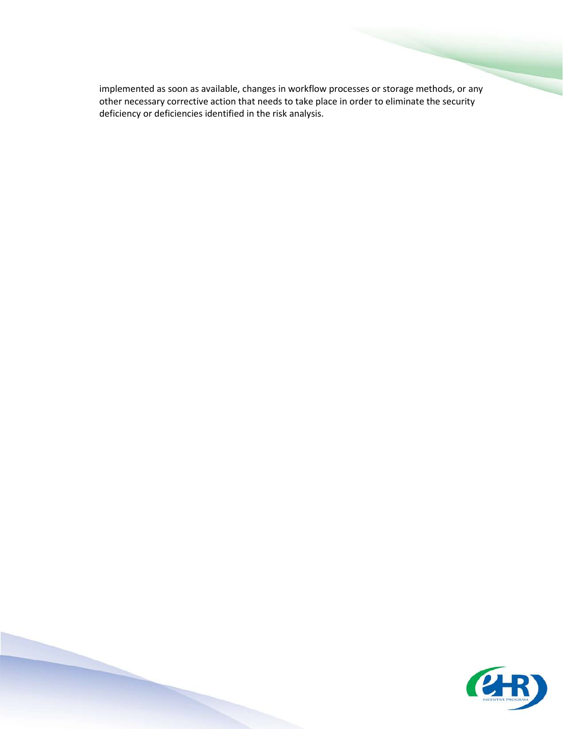implemented as soon as available, changes in workflow processes or storage methods, or any other necessary corrective action that needs to take place in order to eliminate the security deficiency or deficiencies identified in the risk analysis.